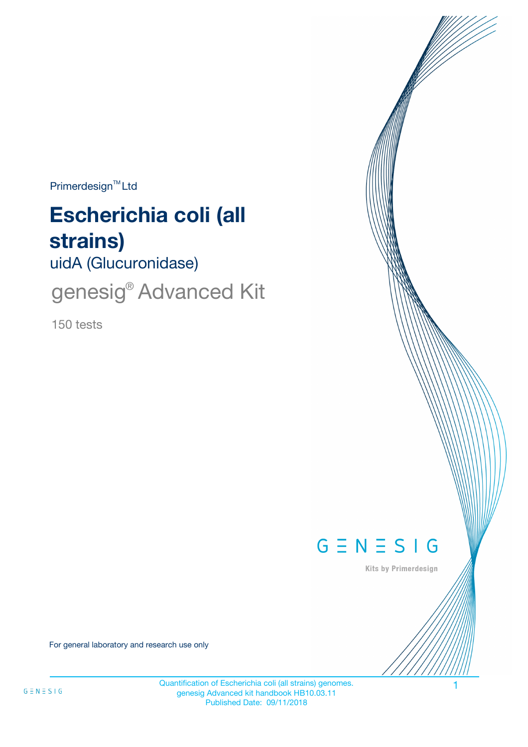Primerdesign™ Ltd

# Escherichia coli (all strains)

## uidA (Glucuronidase)

## genesig® Advanced Kit

150 tests

GENESIG

Kits by Primerdesign

For general laboratory and research use only

Quantification of Escherichia coli (all strains) genomes.
genesig Advanced kit handbook HB10.03.11
Published Date: 09/11/2018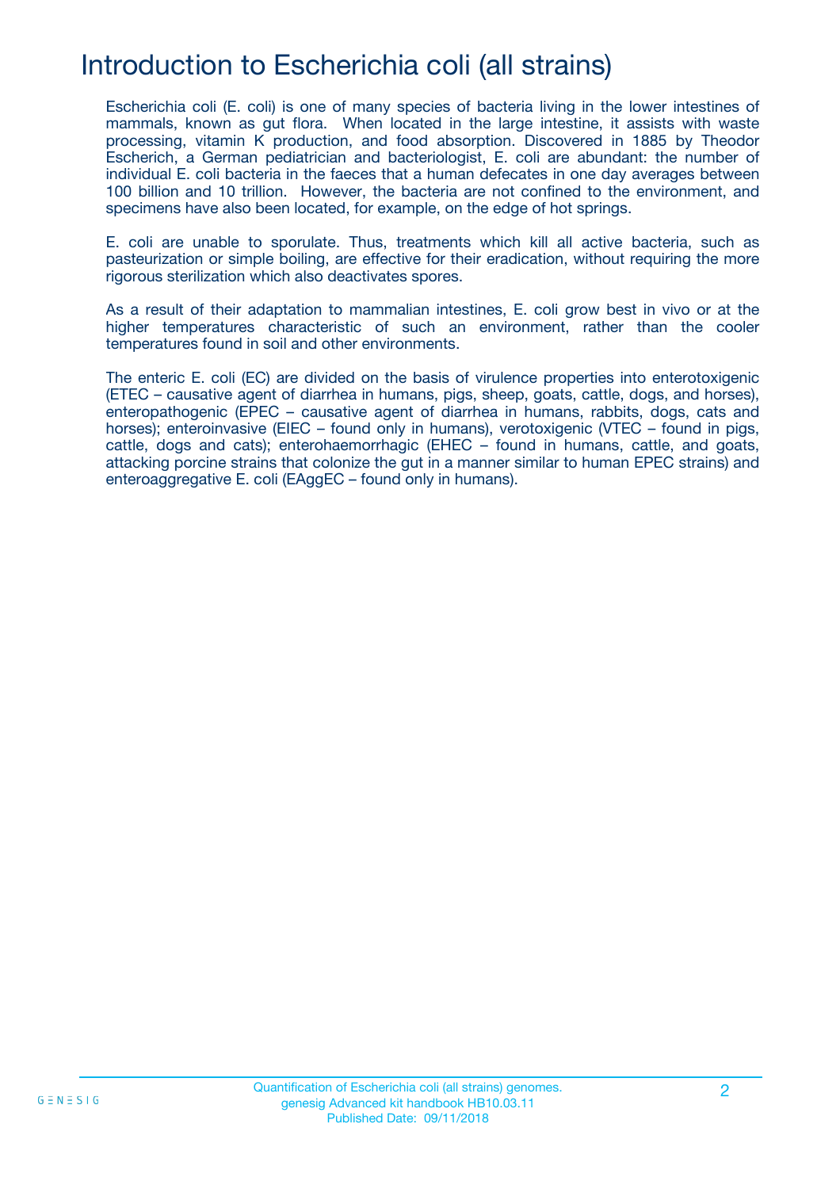# Introduction to Escherichia coli (all strains)

Escherichia coli (E. coli) is one of many species of bacteria living in the lower intestines of mammals, known as gut flora. When located in the large intestine, it assists with waste processing, vitamin K production, and food absorption. Discovered in 1885 by Theodor Escherich, a German pediatrician and bacteriologist, E. coli are abundant: the number of individual E. coli bacteria in the faeces that a human defecates in one day averages between 100 billion and 10 trillion. However, the bacteria are not confined to the environment, and specimens have also been located, for example, on the edge of hot springs.

E. coli are unable to sporulate. Thus, treatments which kill all active bacteria, such as pasteurization or simple boiling, are effective for their eradication, without requiring the more rigorous sterilization which also deactivates spores.

As a result of their adaptation to mammalian intestines, E. coli grow best in vivo or at the higher temperatures characteristic of such an environment, rather than the cooler temperatures found in soil and other environments.

The enteric E. coli (EC) are divided on the basis of virulence properties into enterotoxigenic (ETEC – causative agent of diarrhea in humans, pigs, sheep, goats, cattle, dogs, and horses), enteropathogenic (EPEC – causative agent of diarrhea in humans, rabbits, dogs, cats and horses); enteroinvasive (EIEC – found only in humans), verotoxigenic (VTEC – found in pigs, cattle, dogs and cats); enterohaemorrhagic (EHEC – found in humans, cattle, and goats, attacking porcine strains that colonize the gut in a manner similar to human EPEC strains) and enteroaggregative E. coli (EAggEC – found only in humans).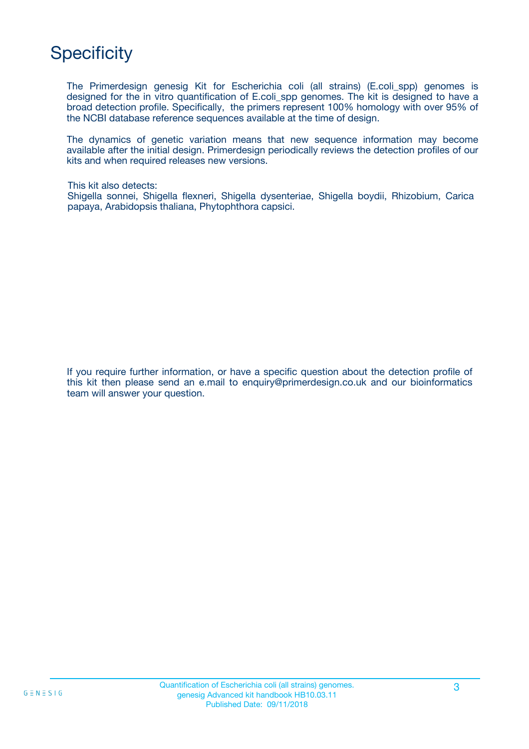# Specificity

The Primerdesign genesig Kit for Escherichia coli (all strains) (E.coli_spp) genomes is designed for the in vitro quantification of E.coli_spp genomes. The kit is designed to have a broad detection profile. Specifically, the primers represent 100% homology with over 95% of the NCBI database reference sequences available at the time of design.

The dynamics of genetic variation means that new sequence information may become available after the initial design. Primerdesign periodically reviews the detection profiles of our kits and when required releases new versions.

This kit also detects:
Shigella sonnei, Shigella flexneri, Shigella dysenteriae, Shigella boydii, Rhizobium, Carica papaya, Arabidopsis thaliana, Phytophthora capsici.

If you require further information, or have a specific question about the detection profile of this kit then please send an e.mail to enquiry@primerdesign.co.uk and our bioinformatics team will answer your question.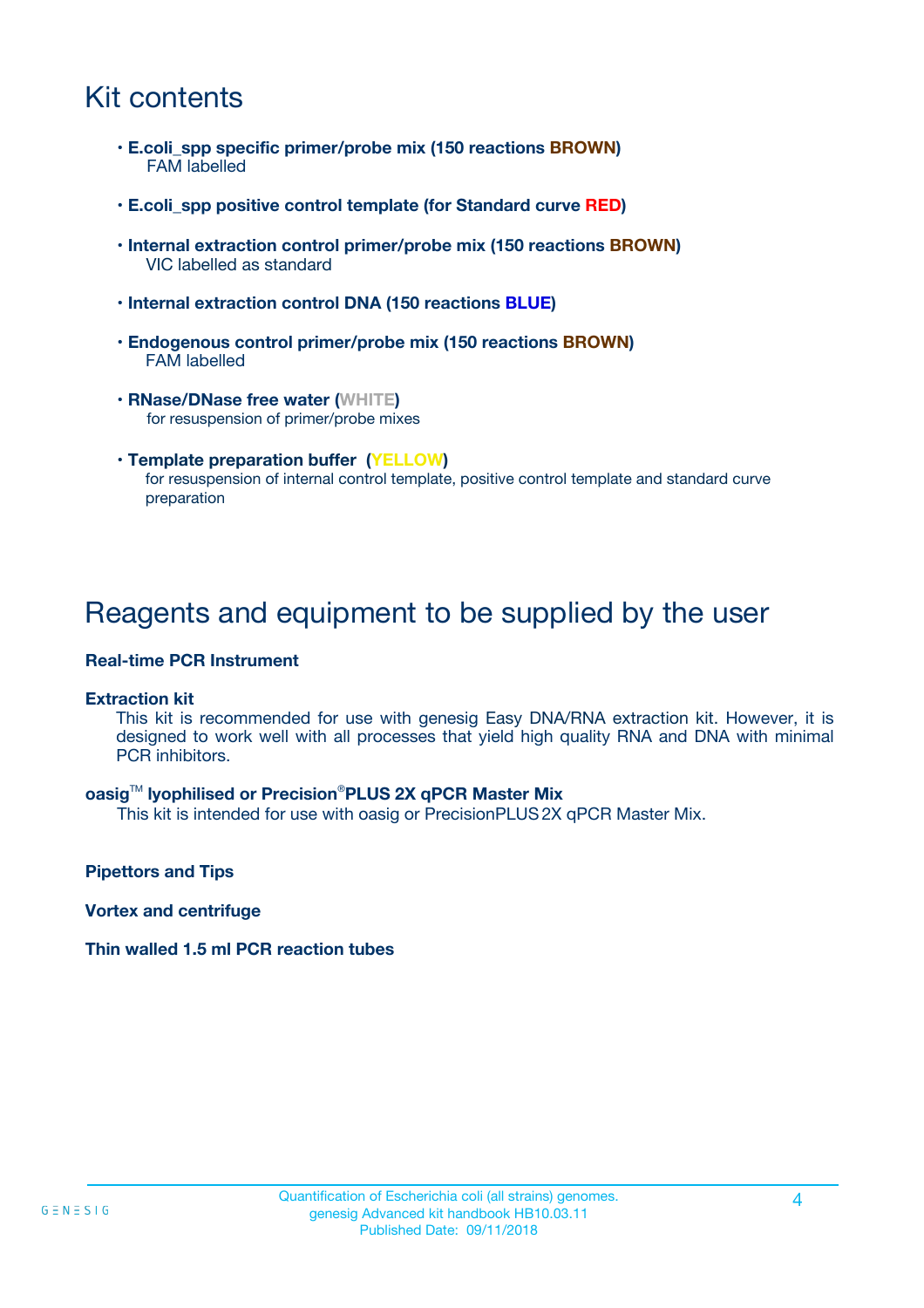# Kit contents

- **E.coli_spp specific primer/probe mix (150 reactions BROWN)**
  FAM labelled
- **E.coli_spp positive control template (for Standard curve RED)**
- **Internal extraction control primer/probe mix (150 reactions BROWN)**
  VIC labelled as standard
- **Internal extraction control DNA (150 reactions BLUE)**
- **Endogenous control primer/probe mix (150 reactions BROWN)**
  FAM labelled
- **RNase/DNase free water (WHITE)**
  for resuspension of primer/probe mixes
- **Template preparation buffer (YELLOW)**
  for resuspension of internal control template, positive control template and standard curve preparation

# Reagents and equipment to be supplied by the user

**Real-time PCR Instrument**

**Extraction kit**

This kit is recommended for use with genesig Easy DNA/RNA extraction kit. However, it is designed to work well with all processes that yield high quality RNA and DNA with minimal PCR inhibitors.

**oasig™ lyophilised or Precision®PLUS 2X qPCR Master Mix**

This kit is intended for use with oasig or PrecisionPLUS 2X qPCR Master Mix.

**Pipettors and Tips**

**Vortex and centrifuge**

**Thin walled 1.5 ml PCR reaction tubes**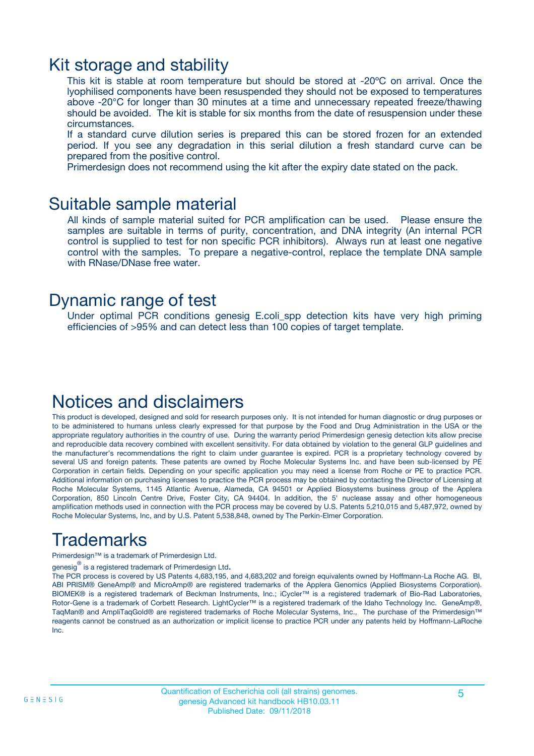# Kit storage and stability

This kit is stable at room temperature but should be stored at -20ºC on arrival. Once the lyophilised components have been resuspended they should not be exposed to temperatures above -20°C for longer than 30 minutes at a time and unnecessary repeated freeze/thawing should be avoided. The kit is stable for six months from the date of resuspension under these circumstances.

If a standard curve dilution series is prepared this can be stored frozen for an extended period. If you see any degradation in this serial dilution a fresh standard curve can be prepared from the positive control.

Primerdesign does not recommend using the kit after the expiry date stated on the pack.

# Suitable sample material

All kinds of sample material suited for PCR amplification can be used. Please ensure the samples are suitable in terms of purity, concentration, and DNA integrity (An internal PCR control is supplied to test for non specific PCR inhibitors). Always run at least one negative control with the samples. To prepare a negative-control, replace the template DNA sample with RNase/DNase free water.

# Dynamic range of test

Under optimal PCR conditions genesig E.coli_spp detection kits have very high priming efficiencies of >95% and can detect less than 100 copies of target template.

# Notices and disclaimers

This product is developed, designed and sold for research purposes only. It is not intended for human diagnostic or drug purposes or to be administered to humans unless clearly expressed for that purpose by the Food and Drug Administration in the USA or the appropriate regulatory authorities in the country of use. During the warranty period Primerdesign genesig detection kits allow precise and reproducible data recovery combined with excellent sensitivity. For data obtained by violation to the general GLP guidelines and the manufacturer's recommendations the right to claim under guarantee is expired. PCR is a proprietary technology covered by several US and foreign patents. These patents are owned by Roche Molecular Systems Inc. and have been sub-licensed by PE Corporation in certain fields. Depending on your specific application you may need a license from Roche or PE to practice PCR. Additional information on purchasing licenses to practice the PCR process may be obtained by contacting the Director of Licensing at Roche Molecular Systems, 1145 Atlantic Avenue, Alameda, CA 94501 or Applied Biosystems business group of the Applera Corporation, 850 Lincoln Centre Drive, Foster City, CA 94404. In addition, the 5' nuclease assay and other homogeneous amplification methods used in connection with the PCR process may be covered by U.S. Patents 5,210,015 and 5,487,972, owned by Roche Molecular Systems, Inc, and by U.S. Patent 5,538,848, owned by The Perkin-Elmer Corporation.

# Trademarks

Primerdesign™ is a trademark of Primerdesign Ltd.

genesig® is a registered trademark of Primerdesign Ltd.

The PCR process is covered by US Patents 4,683,195, and 4,683,202 and foreign equivalents owned by Hoffmann-La Roche AG. BI, ABI PRISM® GeneAmp® and MicroAmp® are registered trademarks of the Applera Genomics (Applied Biosystems Corporation). BIOMEK® is a registered trademark of Beckman Instruments, Inc.; iCycler™ is a registered trademark of Bio-Rad Laboratories, Rotor-Gene is a trademark of Corbett Research. LightCycler™ is a registered trademark of the Idaho Technology Inc. GeneAmp®, TaqMan® and AmpliTaqGold® are registered trademarks of Roche Molecular Systems, Inc., The purchase of the Primerdesign™ reagents cannot be construed as an authorization or implicit license to practice PCR under any patents held by Hoffmann-LaRoche Inc.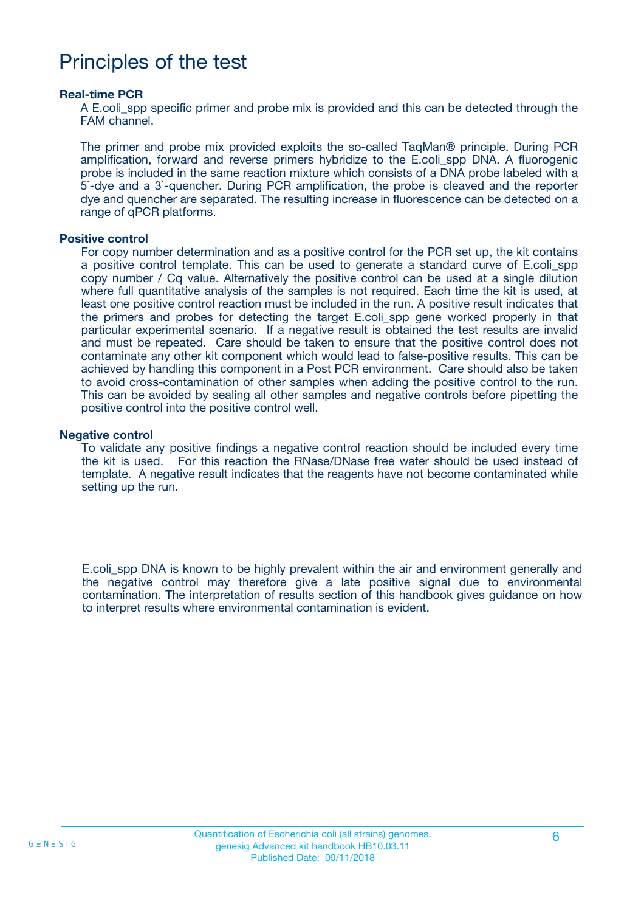# Principles of the test

### Real-time PCR

A E.coli_spp specific primer and probe mix is provided and this can be detected through the FAM channel.

The primer and probe mix provided exploits the so-called TaqMan® principle. During PCR amplification, forward and reverse primers hybridize to the E.coli_spp DNA. A fluorogenic probe is included in the same reaction mixture which consists of a DNA probe labeled with a 5`-dye and a 3`-quencher. During PCR amplification, the probe is cleaved and the reporter dye and quencher are separated. The resulting increase in fluorescence can be detected on a range of qPCR platforms.

### Positive control

For copy number determination and as a positive control for the PCR set up, the kit contains a positive control template. This can be used to generate a standard curve of E.coli_spp copy number / Cq value. Alternatively the positive control can be used at a single dilution where full quantitative analysis of the samples is not required. Each time the kit is used, at least one positive control reaction must be included in the run. A positive result indicates that the primers and probes for detecting the target E.coli_spp gene worked properly in that particular experimental scenario. If a negative result is obtained the test results are invalid and must be repeated. Care should be taken to ensure that the positive control does not contaminate any other kit component which would lead to false-positive results. This can be achieved by handling this component in a Post PCR environment. Care should also be taken to avoid cross-contamination of other samples when adding the positive control to the run. This can be avoided by sealing all other samples and negative controls before pipetting the positive control into the positive control well.

### Negative control

To validate any positive findings a negative control reaction should be included every time the kit is used. For this reaction the RNase/DNase free water should be used instead of template. A negative result indicates that the reagents have not become contaminated while setting up the run.

E.coli_spp DNA is known to be highly prevalent within the air and environment generally and the negative control may therefore give a late positive signal due to environmental contamination. The interpretation of results section of this handbook gives guidance on how to interpret results where environmental contamination is evident.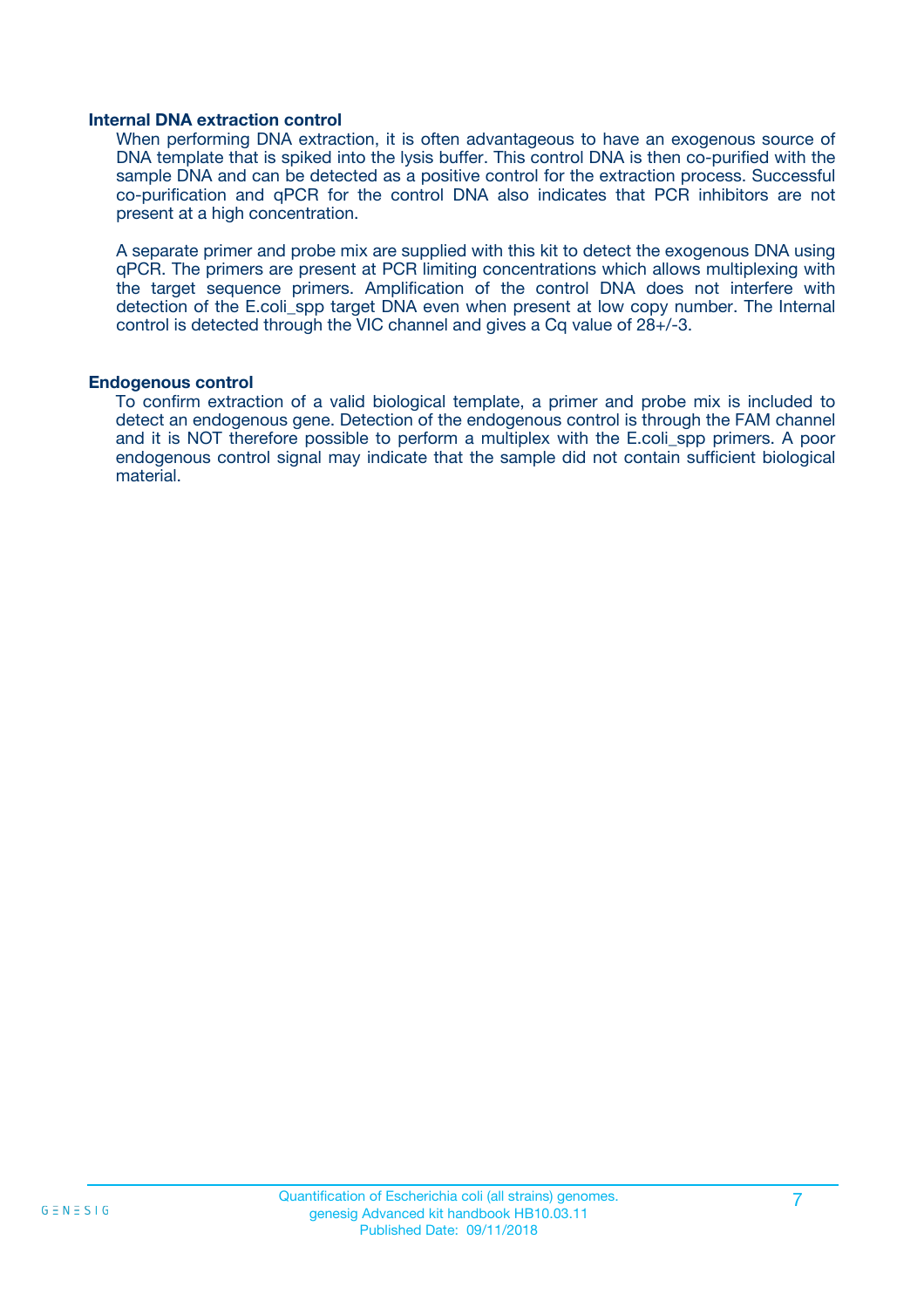### Internal DNA extraction control

When performing DNA extraction, it is often advantageous to have an exogenous source of DNA template that is spiked into the lysis buffer. This control DNA is then co-purified with the sample DNA and can be detected as a positive control for the extraction process. Successful co-purification and qPCR for the control DNA also indicates that PCR inhibitors are not present at a high concentration.

A separate primer and probe mix are supplied with this kit to detect the exogenous DNA using qPCR. The primers are present at PCR limiting concentrations which allows multiplexing with the target sequence primers. Amplification of the control DNA does not interfere with detection of the E.coli_spp target DNA even when present at low copy number. The Internal control is detected through the VIC channel and gives a Cq value of 28+/-3.

### Endogenous control

To confirm extraction of a valid biological template, a primer and probe mix is included to detect an endogenous gene. Detection of the endogenous control is through the FAM channel and it is NOT therefore possible to perform a multiplex with the E.coli_spp primers. A poor endogenous control signal may indicate that the sample did not contain sufficient biological material.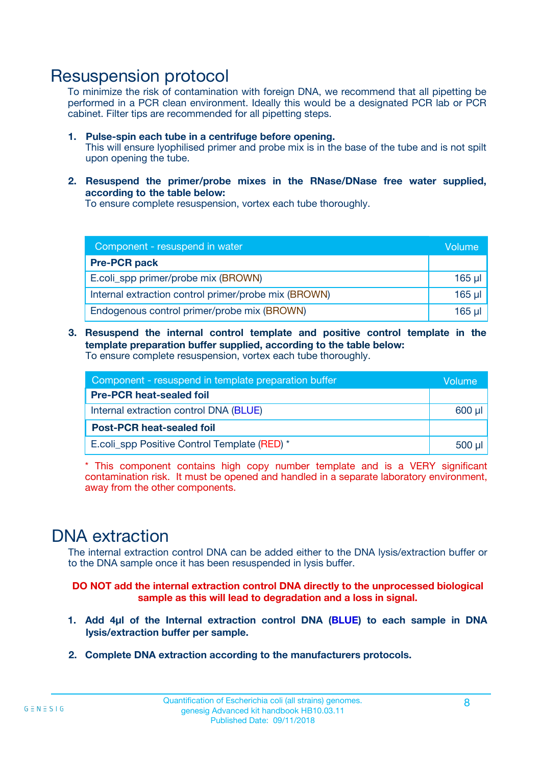# Resuspension protocol

To minimize the risk of contamination with foreign DNA, we recommend that all pipetting be performed in a PCR clean environment. Ideally this would be a designated PCR lab or PCR cabinet. Filter tips are recommended for all pipetting steps.

1. **Pulse-spin each tube in a centrifuge before opening.**
   This will ensure lyophilised primer and probe mix is in the base of the tube and is not spilt upon opening the tube.

2. **Resuspend the primer/probe mixes in the RNase/DNase free water supplied, according to the table below:**
   To ensure complete resuspension, vortex each tube thoroughly.

| Component - resuspend in water | Volume |
|---|---|
| **Pre-PCR pack** | |
| E.coli_spp primer/probe mix (BROWN) | 165 µl |
| Internal extraction control primer/probe mix (BROWN) | 165 µl |
| Endogenous control primer/probe mix (BROWN) | 165 µl |

3. **Resuspend the internal control template and positive control template in the template preparation buffer supplied, according to the table below:**
   To ensure complete resuspension, vortex each tube thoroughly.

| Component - resuspend in template preparation buffer | Volume |
|---|---|
| **Pre-PCR heat-sealed foil** | |
| Internal extraction control DNA (BLUE) | 600 µl |
| **Post-PCR heat-sealed foil** | |
| E.coli_spp Positive Control Template (RED) * | 500 µl |

* This component contains high copy number template and is a VERY significant contamination risk. It must be opened and handled in a separate laboratory environment, away from the other components.

# DNA extraction

The internal extraction control DNA can be added either to the DNA lysis/extraction buffer or to the DNA sample once it has been resuspended in lysis buffer.

**DO NOT add the internal extraction control DNA directly to the unprocessed biological sample as this will lead to degradation and a loss in signal.**

1. **Add 4µl of the Internal extraction control DNA (BLUE) to each sample in DNA lysis/extraction buffer per sample.**

2. **Complete DNA extraction according to the manufacturers protocols.**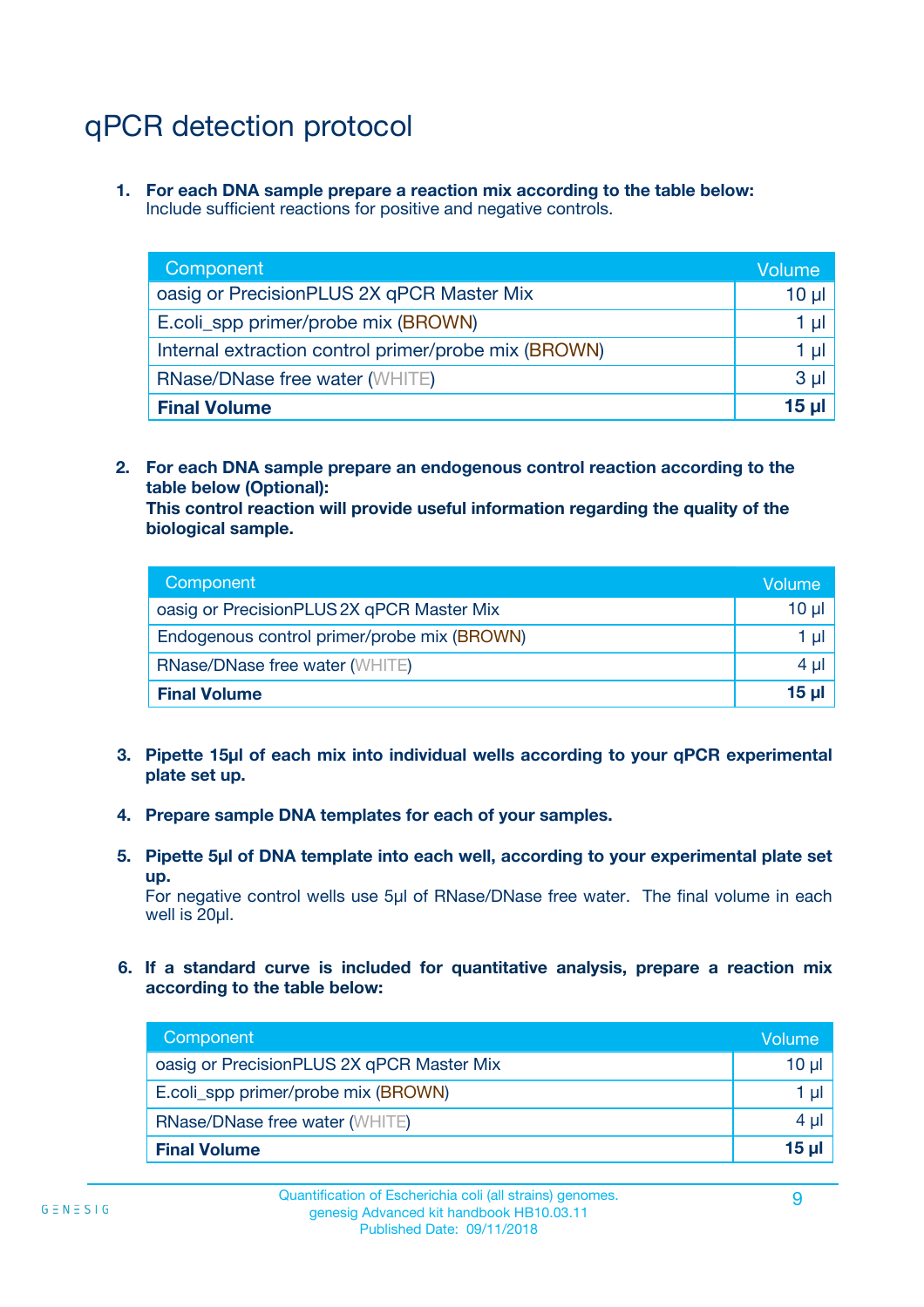# qPCR detection protocol

1. **For each DNA sample prepare a reaction mix according to the table below:**
   Include sufficient reactions for positive and negative controls.

| Component | Volume |
|---|---|
| oasig or PrecisionPLUS 2X qPCR Master Mix | 10 µl |
| E.coli_spp primer/probe mix (BROWN) | 1 µl |
| Internal extraction control primer/probe mix (BROWN) | 1 µl |
| RNase/DNase free water (WHITE) | 3 µl |
| **Final Volume** | **15 µl** |

2. **For each DNA sample prepare an endogenous control reaction according to the table below (Optional):**
   **This control reaction will provide useful information regarding the quality of the biological sample.**

| Component | Volume |
|---|---|
| oasig or PrecisionPLUS 2X qPCR Master Mix | 10 µl |
| Endogenous control primer/probe mix (BROWN) | 1 µl |
| RNase/DNase free water (WHITE) | 4 µl |
| **Final Volume** | **15 µl** |

3. **Pipette 15µl of each mix into individual wells according to your qPCR experimental plate set up.**

4. **Prepare sample DNA templates for each of your samples.**

5. **Pipette 5µl of DNA template into each well, according to your experimental plate set up.**
   For negative control wells use 5µl of RNase/DNase free water. The final volume in each well is 20µl.

6. **If a standard curve is included for quantitative analysis, prepare a reaction mix according to the table below:**

| Component | Volume |
|---|---|
| oasig or PrecisionPLUS 2X qPCR Master Mix | 10 µl |
| E.coli_spp primer/probe mix (BROWN) | 1 µl |
| RNase/DNase free water (WHITE) | 4 µl |
| **Final Volume** | **15 µl** |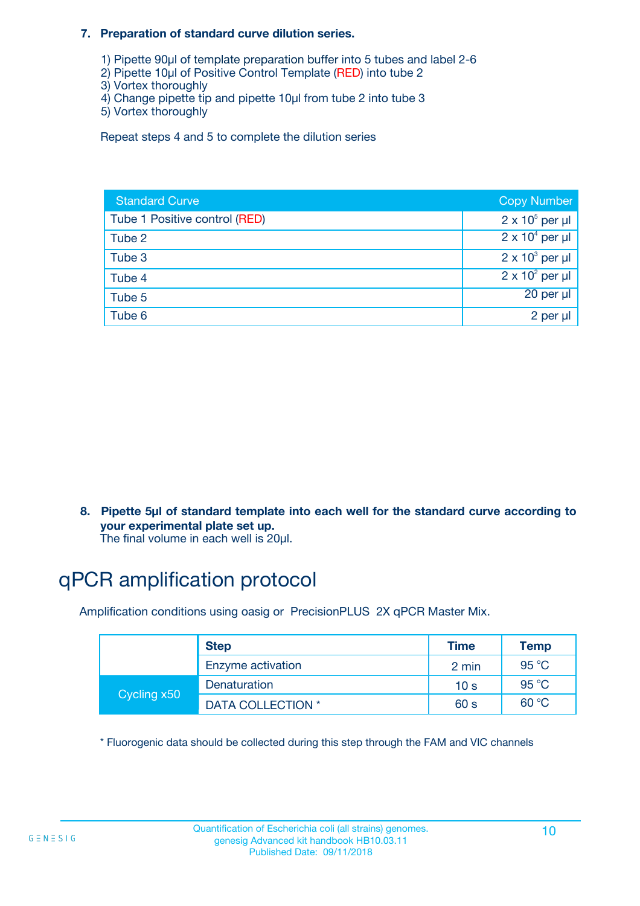**7. Preparation of standard curve dilution series.**

1) Pipette 90µl of template preparation buffer into 5 tubes and label 2-6
2) Pipette 10µl of Positive Control Template (RED) into tube 2
3) Vortex thoroughly
4) Change pipette tip and pipette 10µl from tube 2 into tube 3
5) Vortex thoroughly

Repeat steps 4 and 5 to complete the dilution series

| Standard Curve | Copy Number |
|---|---|
| Tube 1 Positive control (RED) | $2 \times 10^5$ per µl |
| Tube 2 | $2 \times 10^4$ per µl |
| Tube 3 | $2 \times 10^3$ per µl |
| Tube 4 | $2 \times 10^2$ per µl |
| Tube 5 | 20 per µl |
| Tube 6 | 2 per µl |

**8. Pipette 5µl of standard template into each well for the standard curve according to your experimental plate set up.**
The final volume in each well is 20µl.

# qPCR amplification protocol

Amplification conditions using oasig or PrecisionPLUS 2X qPCR Master Mix.

| | Step | Time | Temp |
|---|---|---|---|
| | Enzyme activation | 2 min | 95 °C |
| Cycling x50 | Denaturation | 10 s | 95 °C |
| | DATA COLLECTION * | 60 s | 60 °C |

* Fluorogenic data should be collected during this step through the FAM and VIC channels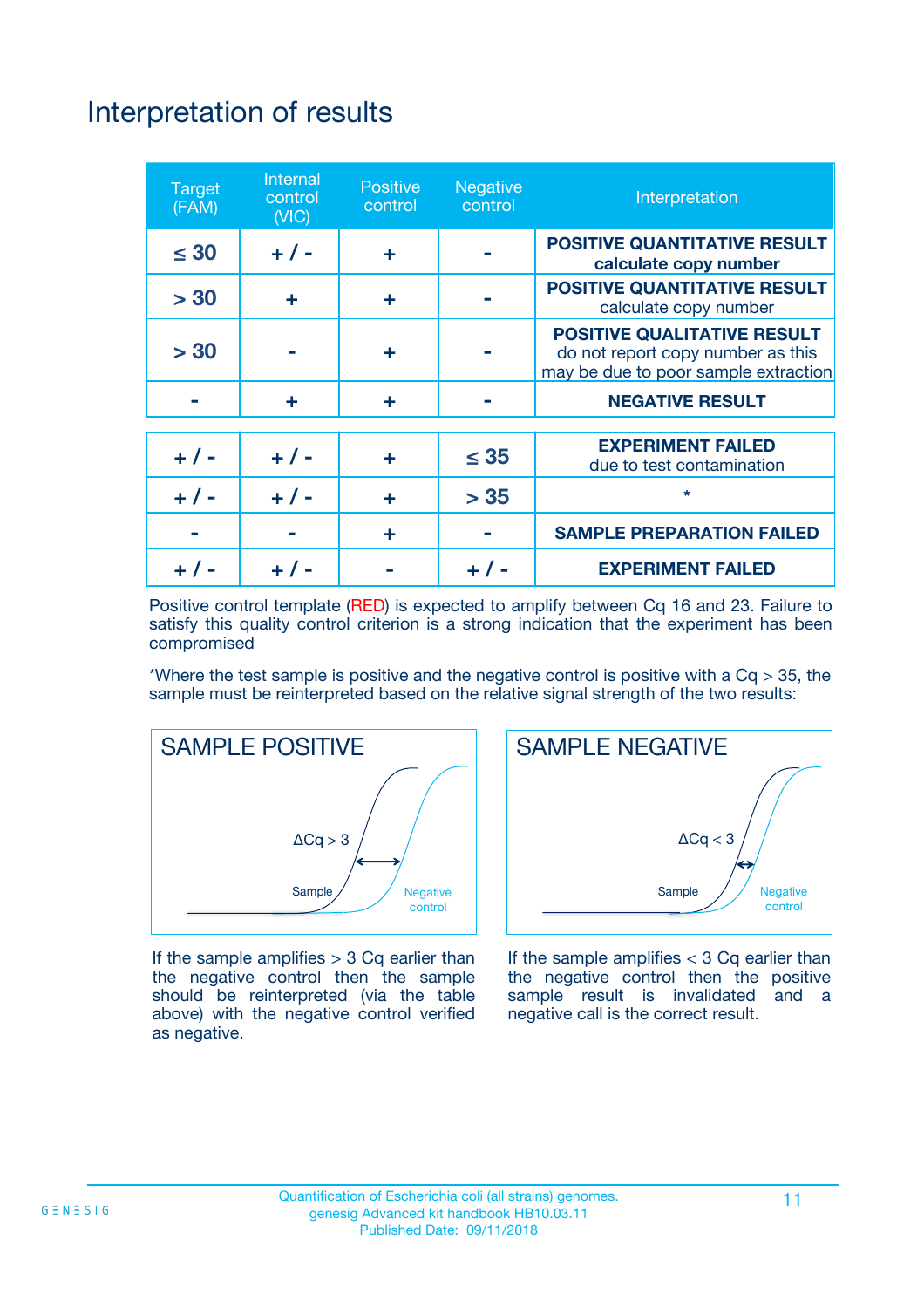# Interpretation of results

| Target (FAM) | Internal control (VIC) | Positive control | Negative control | Interpretation |
|---|---|---|---|---|
| ≤ 30 | + / - | + | - | **POSITIVE QUANTITATIVE RESULT** **calculate copy number** |
| > 30 | + | + | - | **POSITIVE QUANTITATIVE RESULT** calculate copy number |
| > 30 | - | + | - | **POSITIVE QUALITATIVE RESULT** do not report copy number as this may be due to poor sample extraction |
| - | + | + | - | **NEGATIVE RESULT** |
| + / - | + / - | + | ≤ 35 | **EXPERIMENT FAILED** due to test contamination |
| + / - | + / - | + | > 35 | * |
| - | - | + | - | **SAMPLE PREPARATION FAILED** |
| + / - | + / - | - | + / - | **EXPERIMENT FAILED** |

Positive control template (RED) is expected to amplify between Cq 16 and 23. Failure to satisfy this quality control criterion is a strong indication that the experiment has been compromised

*Where the test sample is positive and the negative control is positive with a Cq > 35, the sample must be reinterpreted based on the relative signal strength of the two results:

**SAMPLE POSITIVE**

ΔCq > 3

Sample

Negative control

If the sample amplifies > 3 Cq earlier than the negative control then the sample should be reinterpreted (via the table above) with the negative control verified as negative.

**SAMPLE NEGATIVE**

ΔCq < 3

Sample

Negative control

If the sample amplifies < 3 Cq earlier than the negative control then the positive sample result is invalidated and a negative call is the correct result.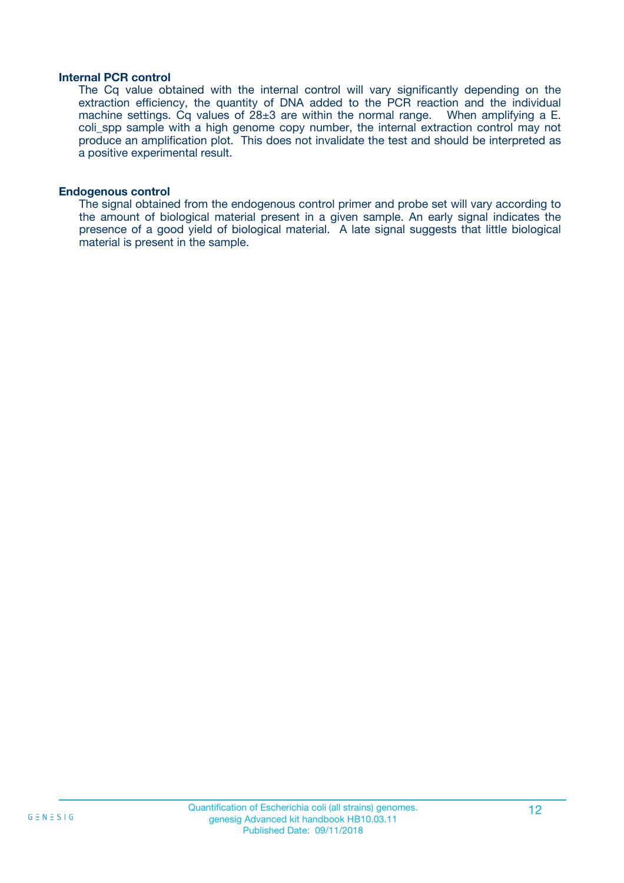### Internal PCR control

The Cq value obtained with the internal control will vary significantly depending on the extraction efficiency, the quantity of DNA added to the PCR reaction and the individual machine settings. Cq values of 28±3 are within the normal range. When amplifying a E. coli_spp sample with a high genome copy number, the internal extraction control may not produce an amplification plot. This does not invalidate the test and should be interpreted as a positive experimental result.

### Endogenous control

The signal obtained from the endogenous control primer and probe set will vary according to the amount of biological material present in a given sample. An early signal indicates the presence of a good yield of biological material. A late signal suggests that little biological material is present in the sample.